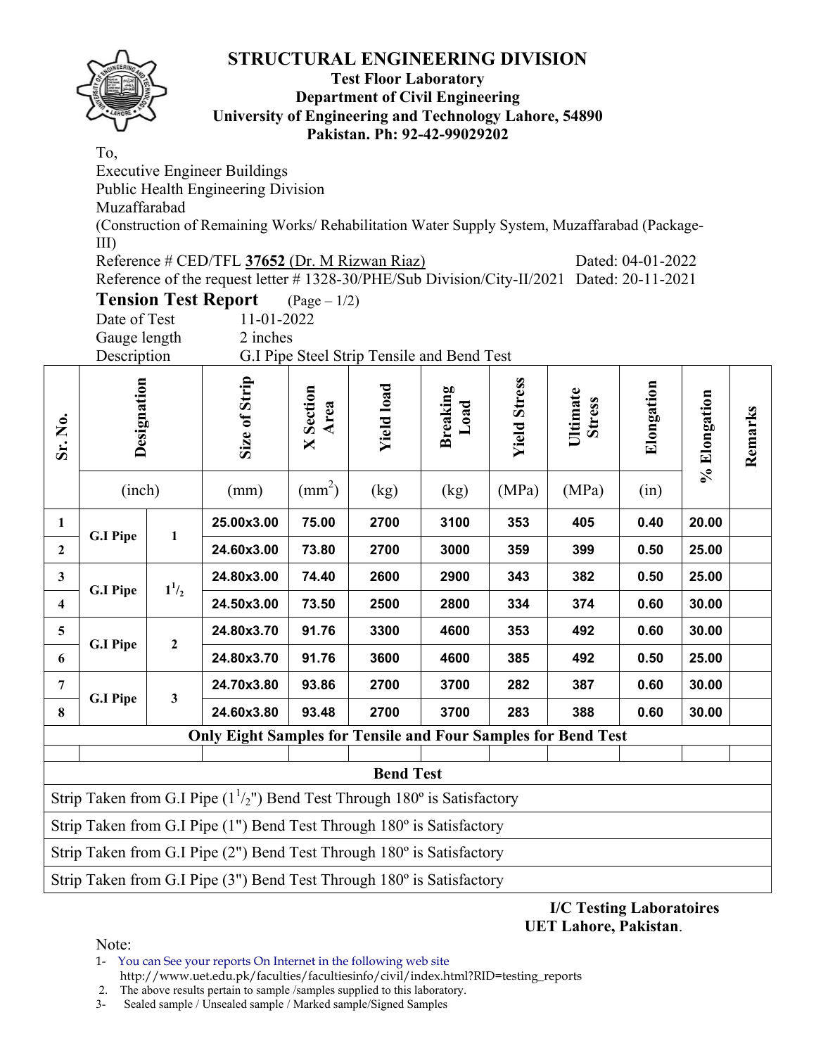# STRUCTURAL ENGINEERING DIVISION

**Test Floor Laboratory**
**Department of Civil Engineering**
**University of Engineering and Technology Lahore, 54890**
**Pakistan. Ph: 92-42-99029202**

To,
Executive Engineer Buildings
Public Health Engineering Division
Muzaffarabad
(Construction of Remaining Works/ Rehabilitation Water Supply System, Muzaffarabad (Package-III)

Reference # CED/TFL **37652** (Dr. M Rizwan Riaz) Dated: 04-01-2022
Reference of the request letter # 1328-30/PHE/Sub Division/City-II/2021 Dated: 20-11-2021

## Tension Test Report (Page – 1/2)

Date of Test 11-01-2022
Gauge length 2 inches
Description G.I Pipe Steel Strip Tensile and Bend Test

| Sr. No. | Designation | | Size of Strip | X Section Area | Yield load | Breaking Load | Yield Stress | Ultimate Stress | Elongation | % Elongation | Remarks |
|---|---|---|---|---|---|---|---|---|---|---|---|
| | (inch) | | (mm) | ($mm^2$) | (kg) | (kg) | (MPa) | (MPa) | (in) | | |
| 1 | G.I Pipe | 1 | 25.00x3.00 | 75.00 | 2700 | 3100 | 353 | 405 | 0.40 | 20.00 | |
| 2 | | | 24.60x3.00 | 73.80 | 2700 | 3000 | 359 | 399 | 0.50 | 25.00 | |
| 3 | G.I Pipe | $1^1/_2$ | 24.80x3.00 | 74.40 | 2600 | 2900 | 343 | 382 | 0.50 | 25.00 | |
| 4 | | | 24.50x3.00 | 73.50 | 2500 | 2800 | 334 | 374 | 0.60 | 30.00 | |
| 5 | G.I Pipe | 2 | 24.80x3.70 | 91.76 | 3300 | 4600 | 353 | 492 | 0.60 | 30.00 | |
| 6 | | | 24.80x3.70 | 91.76 | 3600 | 4600 | 385 | 492 | 0.50 | 25.00 | |
| 7 | G.I Pipe | 3 | 24.70x3.80 | 93.86 | 2700 | 3700 | 282 | 387 | 0.60 | 30.00 | |
| 8 | | | 24.60x3.80 | 93.48 | 2700 | 3700 | 283 | 388 | 0.60 | 30.00 | |
| **Only Eight Samples for Tensile and Four Samples for Bend Test** | | | | | | | | | | | |

**Bend Test**

Strip Taken from G.I Pipe ($1^1/_2$") Bend Test Through 180º is Satisfactory

Strip Taken from G.I Pipe (1") Bend Test Through 180º is Satisfactory

Strip Taken from G.I Pipe (2") Bend Test Through 180º is Satisfactory

Strip Taken from G.I Pipe (3") Bend Test Through 180º is Satisfactory

**I/C Testing Laboratoires**
**UET Lahore, Pakistan**.

Note:

1- You can See your reports On Internet in the following web site
http://www.uet.edu.pk/faculties/facultiesinfo/civil/index.html?RID=testing_reports
2. The above results pertain to sample /samples supplied to this laboratory.
3- Sealed sample / Unsealed sample / Marked sample/Signed Samples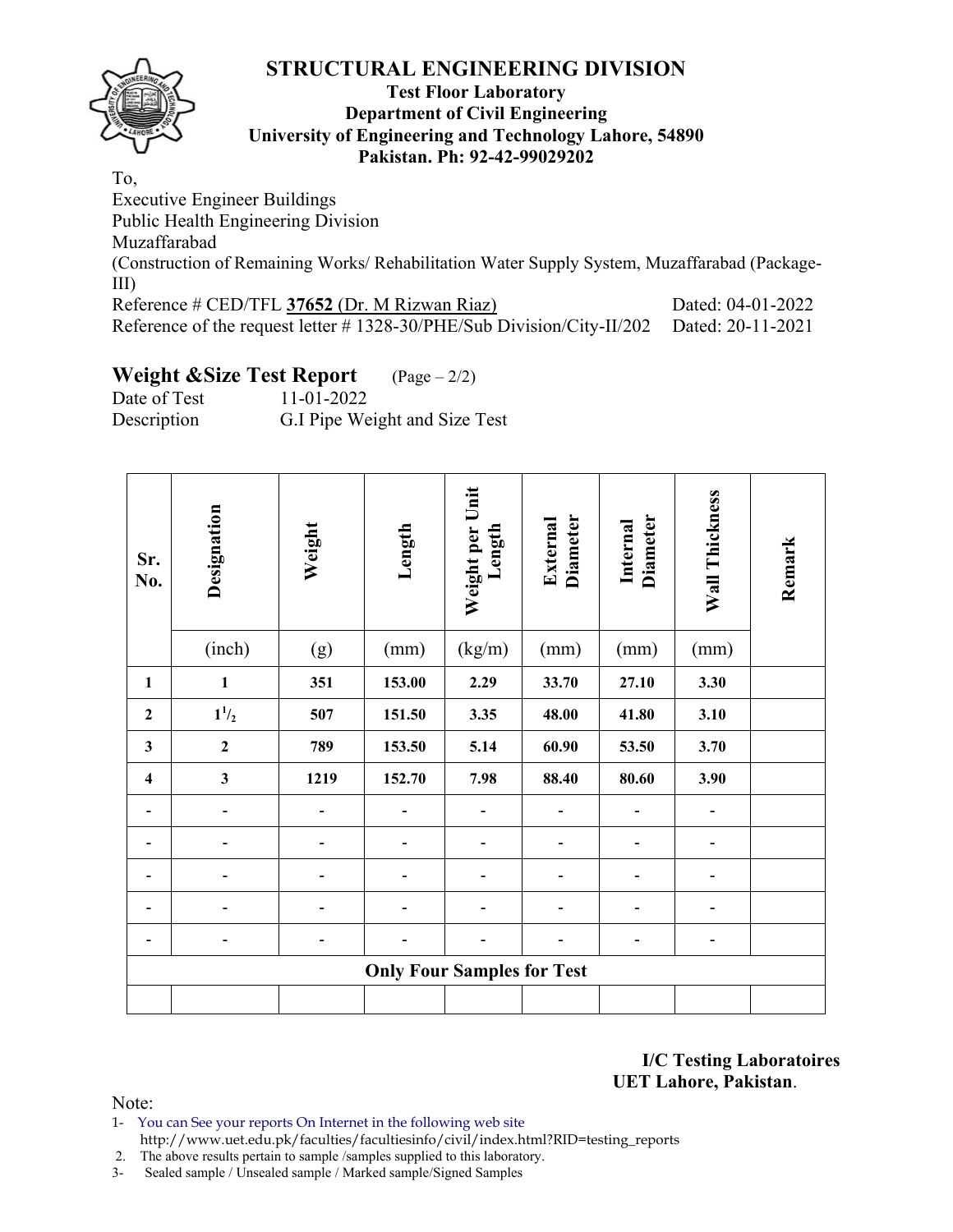# STRUCTURAL ENGINEERING DIVISION

**Test Floor Laboratory**
**Department of Civil Engineering**
**University of Engineering and Technology Lahore, 54890**
**Pakistan. Ph: 92-42-99029202**

To,
Executive Engineer Buildings
Public Health Engineering Division
Muzaffarabad
(Construction of Remaining Works/ Rehabilitation Water Supply System, Muzaffarabad (Package-III)

Reference # CED/TFL **37652** (Dr. M Rizwan Riaz) Dated: 04-01-2022
Reference of the request letter # 1328-30/PHE/Sub Division/City-II/202 Dated: 20-11-2021

## Weight &Size Test Report (Page – 2/2)

Date of Test 11-01-2022
Description G.I Pipe Weight and Size Test

| Sr. No. | Designation | Weight | Length | Weight per Unit Length | External Diameter | Internal Diameter | Wall Thickness | Remark |
|---|---|---|---|---|---|---|---|---|
| | (inch) | (g) | (mm) | (kg/m) | (mm) | (mm) | (mm) | |
| **1** | **1** | **351** | **153.00** | **2.29** | **33.70** | **27.10** | **3.30** | |
| **2** | **$1^1/_2$** | **507** | **151.50** | **3.35** | **48.00** | **41.80** | **3.10** | |
| **3** | **2** | **789** | **153.50** | **5.14** | **60.90** | **53.50** | **3.70** | |
| **4** | **3** | **1219** | **152.70** | **7.98** | **88.40** | **80.60** | **3.90** | |
| - | - | - | - | - | - | - | - | |
| - | - | - | - | - | - | - | - | |
| - | - | - | - | - | - | - | - | |
| - | - | - | - | - | - | - | - | |
| - | - | - | - | - | - | - | - | |
| **Only Four Samples for Test** | | | | | | | | |
| | | | | | | | | |

**I/C Testing Laboratoires**
**UET Lahore, Pakistan**.

Note:
1- You can See your reports On Internet in the following web site
http://www.uet.edu.pk/faculties/facultiesinfo/civil/index.html?RID=testing_reports
2. The above results pertain to sample /samples supplied to this laboratory.
3- Sealed sample / Unsealed sample / Marked sample/Signed Samples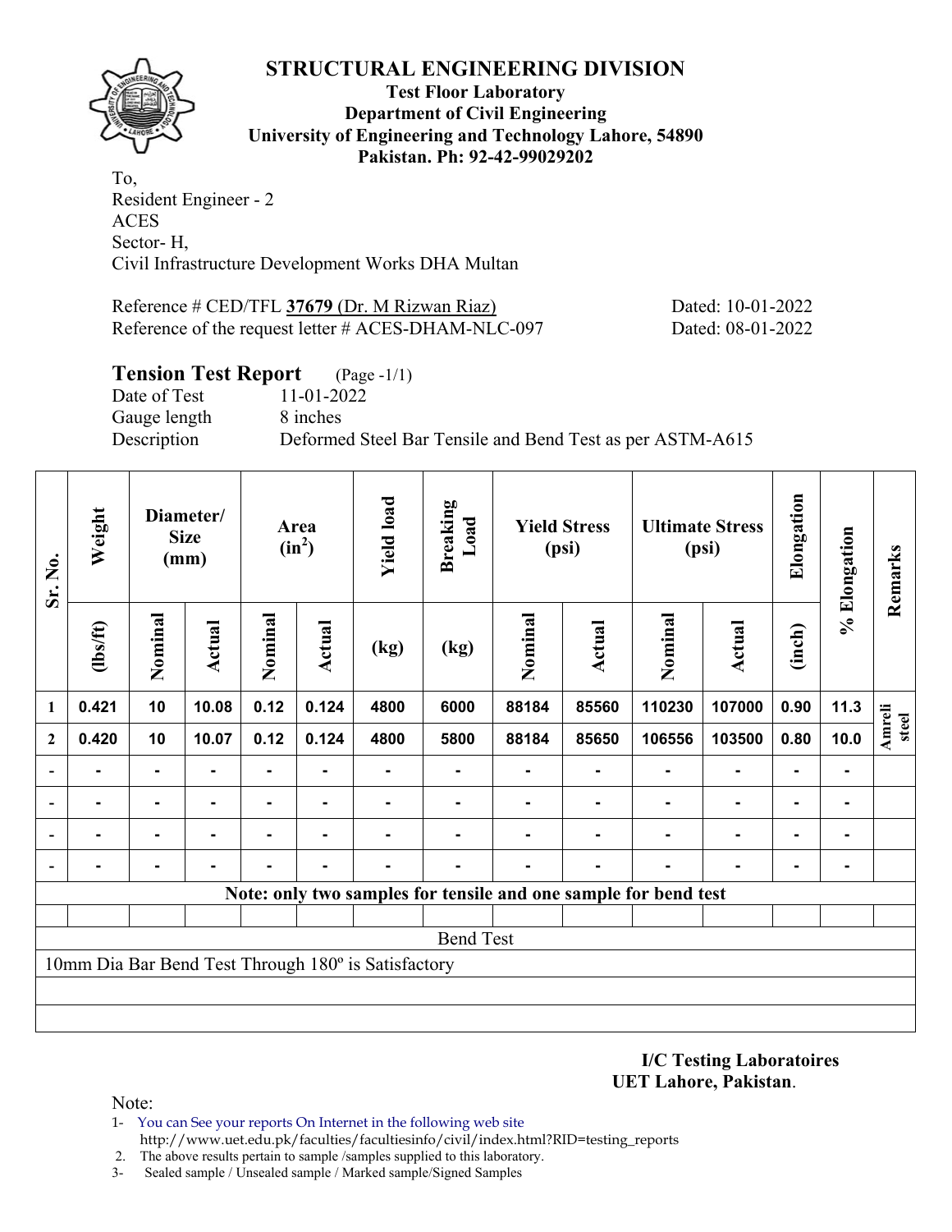# STRUCTURAL ENGINEERING DIVISION

**Test Floor Laboratory**
**Department of Civil Engineering**
**University of Engineering and Technology Lahore, 54890**
**Pakistan. Ph: 92-42-99029202**

To,
Resident Engineer - 2
ACES
Sector- H,
Civil Infrastructure Development Works DHA Multan

Reference # CED/TFL **37679** (Dr. M Rizwan Riaz) Dated: 10-01-2022
Reference of the request letter # ACES-DHAM-NLC-097 Dated: 08-01-2022

## Tension Test Report (Page -1/1)

Date of Test 11-01-2022
Gauge length 8 inches
Description Deformed Steel Bar Tensile and Bend Test as per ASTM-A615

| Sr. No. | Weight | Diameter/ Size (mm) | | Area ($in^2$) | | Yield load | Breaking Load | Yield Stress (psi) | | Ultimate Stress (psi) | | Elongation | % Elongation | Remarks |
|---|---|---|---|---|---|---|---|---|---|---|---|---|---|---|
| | (lbs/ft) | Nominal | Actual | Nominal | Actual | (kg) | (kg) | Nominal | Actual | Nominal | Actual | (inch) | | |
| 1 | 0.421 | 10 | 10.08 | 0.12 | 0.124 | 4800 | 6000 | 88184 | 85560 | 110230 | 107000 | 0.90 | 11.3 | Amreli steel |
| 2 | 0.420 | 10 | 10.07 | 0.12 | 0.124 | 4800 | 5800 | 88184 | 85650 | 106556 | 103500 | 0.80 | 10.0 | |
| - | - | - | - | - | - | - | - | - | - | - | - | - | - | |
| - | - | - | - | - | - | - | - | - | - | - | - | - | - | |
| - | - | - | - | - | - | - | - | - | - | - | - | - | - | |
| - | - | - | - | - | - | - | - | - | - | - | - | - | - | |

**Note: only two samples for tensile and one sample for bend test**

Bend Test

10mm Dia Bar Bend Test Through 180º is Satisfactory

**I/C Testing Laboratoires**
**UET Lahore, Pakistan**.

Note:
1- You can See your reports On Internet in the following web site
http://www.uet.edu.pk/faculties/facultiesinfo/civil/index.html?RID=testing_reports
2. The above results pertain to sample /samples supplied to this laboratory.
3- Sealed sample / Unsealed sample / Marked sample/Signed Samples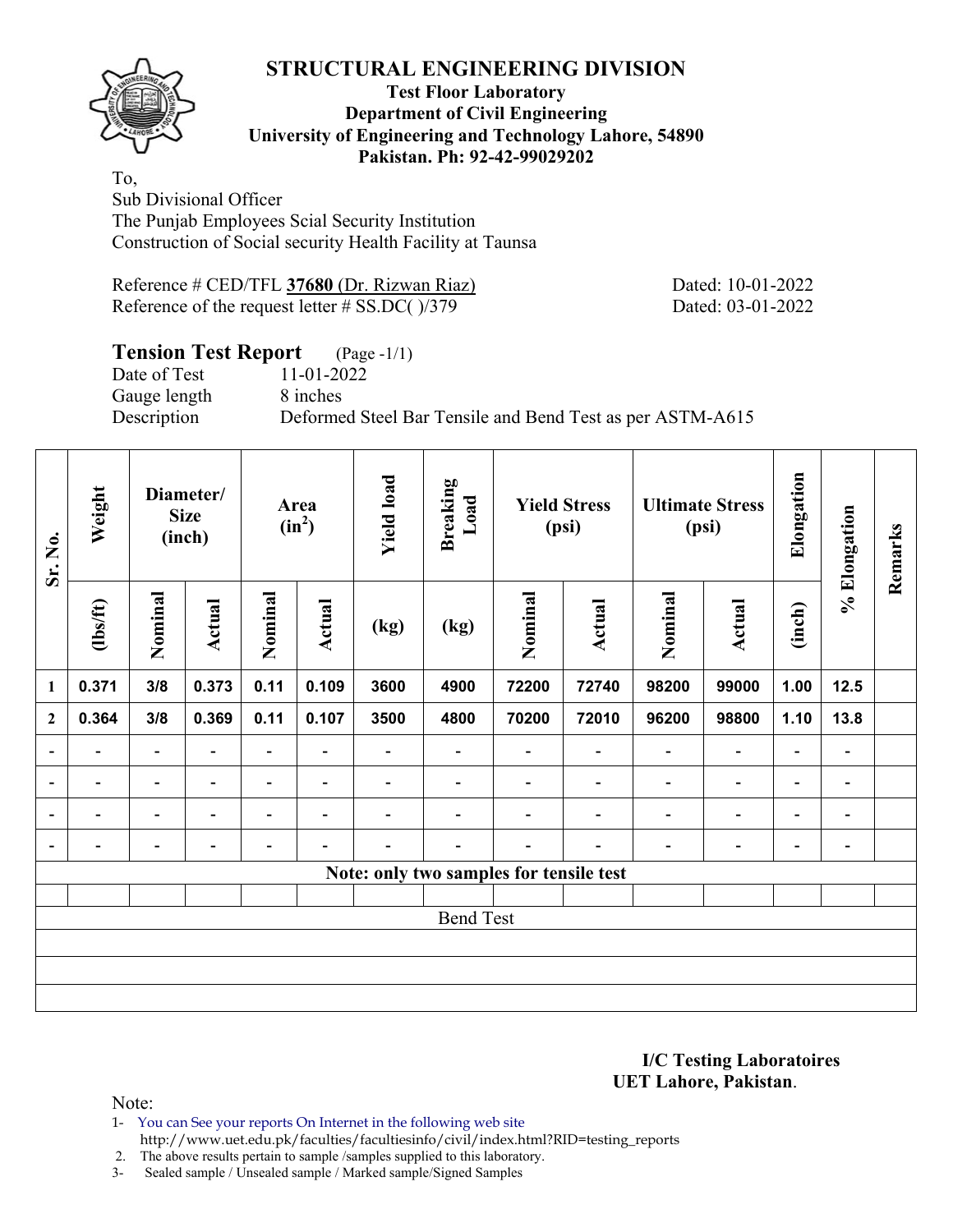# STRUCTURAL ENGINEERING DIVISION

**Test Floor Laboratory**
**Department of Civil Engineering**
**University of Engineering and Technology Lahore, 54890**
**Pakistan. Ph: 92-42-99029202**

To,
Sub Divisional Officer
The Punjab Employees Scial Security Institution
Construction of Social security Health Facility at Taunsa

Reference # CED/TFL **37680** (Dr. Rizwan Riaz) Dated: 10-01-2022
Reference of the request letter # SS.DC( )/379 Dated: 03-01-2022

## Tension Test Report (Page -1/1)

Date of Test 11-01-2022
Gauge length 8 inches
Description Deformed Steel Bar Tensile and Bend Test as per ASTM-A615

| Sr. No. | Weight | Diameter/ Size (inch) | | Area ($in^2$) | | Yield load | Breaking Load | Yield Stress (psi) | | Ultimate Stress (psi) | | Elongation | % Elongation | Remarks |
|---|---|---|---|---|---|---|---|---|---|---|---|---|---|---|
| | (lbs/ft) | Nominal | Actual | Nominal | Actual | (kg) | (kg) | Nominal | Actual | Nominal | Actual | (inch) | | |
| 1 | 0.371 | 3/8 | 0.373 | 0.11 | 0.109 | 3600 | 4900 | 72200 | 72740 | 98200 | 99000 | 1.00 | 12.5 | |
| 2 | 0.364 | 3/8 | 0.369 | 0.11 | 0.107 | 3500 | 4800 | 70200 | 72010 | 96200 | 98800 | 1.10 | 13.8 | |
| - | - | - | - | - | - | - | - | - | - | - | - | - | - | |
| - | - | - | - | - | - | - | - | - | - | - | - | - | - | |
| - | - | - | - | - | - | - | - | - | - | - | - | - | - | |
| - | - | - | - | - | - | - | - | - | - | - | - | - | - | |
| Note: only two samples for tensile test | | | | | | | | | | | | | | |
| | | | | | | | | | | | | | | |
| Bend Test | | | | | | | | | | | | | | |
| | | | | | | | | | | | | | | |
| | | | | | | | | | | | | | | |
| | | | | | | | | | | | | | | |

**I/C Testing Laboratoires**
**UET Lahore, Pakistan**.

Note:
1- You can See your reports On Internet in the following web site
http://www.uet.edu.pk/faculties/facultiesinfo/civil/index.html?RID=testing_reports
2. The above results pertain to sample /samples supplied to this laboratory.
3- Sealed sample / Unsealed sample / Marked sample/Signed Samples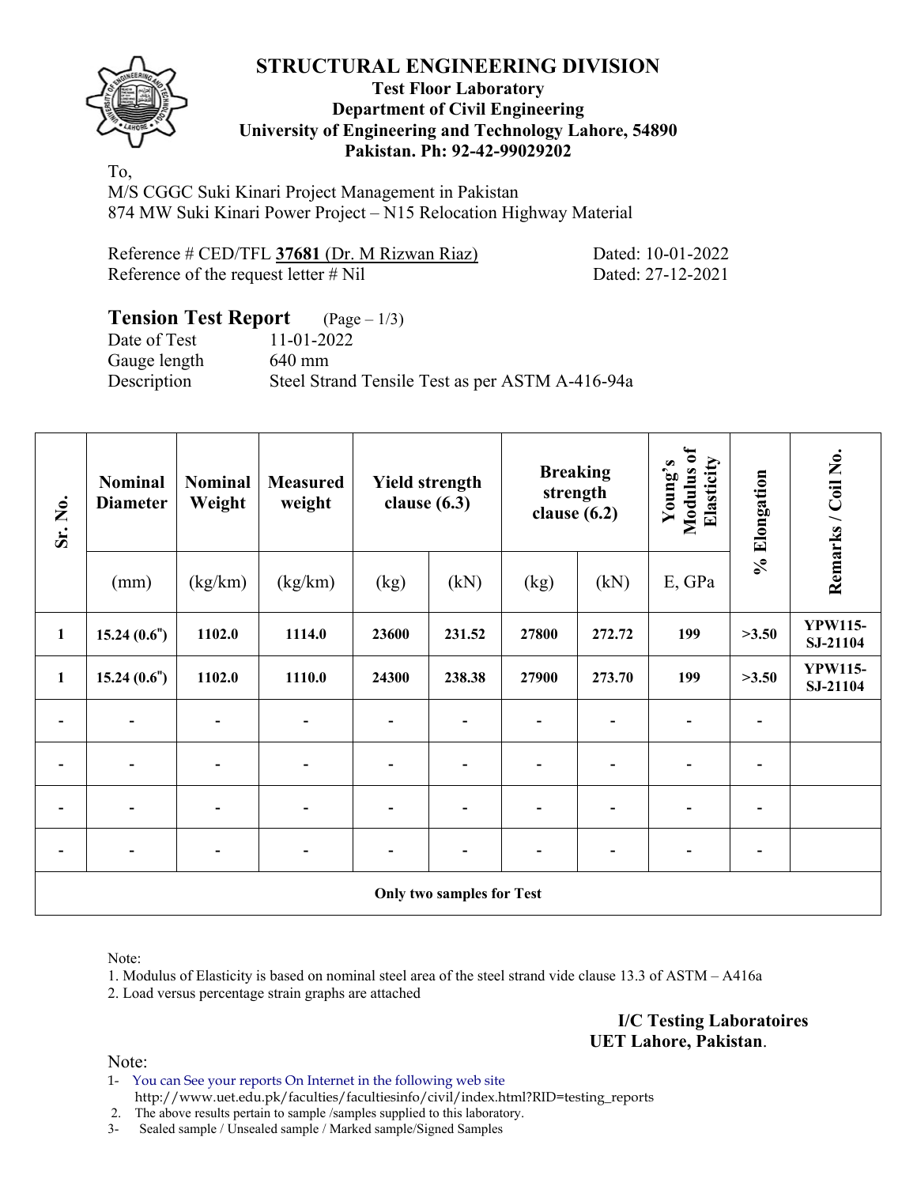# STRUCTURAL ENGINEERING DIVISION

**Test Floor Laboratory**
**Department of Civil Engineering**
**University of Engineering and Technology Lahore, 54890**
**Pakistan. Ph: 92-42-99029202**

To,
M/S CGGC Suki Kinari Project Management in Pakistan
874 MW Suki Kinari Power Project – N15 Relocation Highway Material

Reference # CED/TFL **37681** (Dr. M Rizwan Riaz) Dated: 10-01-2022
Reference of the request letter # Nil Dated: 27-12-2021

## Tension Test Report (Page – 1/3)

Date of Test 11-01-2022
Gauge length 640 mm
Description Steel Strand Tensile Test as per ASTM A-416-94a

| Sr. No. | Nominal Diameter | Nominal Weight | Measured weight | Yield strength clause (6.3) | | Breaking strength clause (6.2) | | Young's Modulus of Elasticity | % Elongation | Remarks / Coil No. |
|---|---|---|---|---|---|---|---|---|---|---|
| | (mm) | (kg/km) | (kg/km) | (kg) | (kN) | (kg) | (kN) | E, GPa | | |
| **1** | **15.24 (0.6")** | **1102.0** | **1114.0** | **23600** | **231.52** | **27800** | **272.72** | **199** | **>3.50** | **YPW115-SJ-21104** |
| **1** | **15.24 (0.6")** | **1102.0** | **1110.0** | **24300** | **238.38** | **27900** | **273.70** | **199** | **>3.50** | **YPW115-SJ-21104** |
| - | - | - | - | - | - | - | - | - | - | |
| - | - | - | - | - | - | - | - | - | - | |
| - | - | - | - | - | - | - | - | - | - | |
| - | - | - | - | - | - | - | - | - | - | |
| **Only two samples for Test** | | | | | | | | | | |

Note:
1. Modulus of Elasticity is based on nominal steel area of the steel strand vide clause 13.3 of ASTM – A416a
2. Load versus percentage strain graphs are attached

**I/C Testing Laboratoires**
**UET Lahore, Pakistan**.

Note:
1- You can See your reports On Internet in the following web site
http://www.uet.edu.pk/faculties/facultiesinfo/civil/index.html?RID=testing_reports
2. The above results pertain to sample /samples supplied to this laboratory.
3- Sealed sample / Unsealed sample / Marked sample/Signed Samples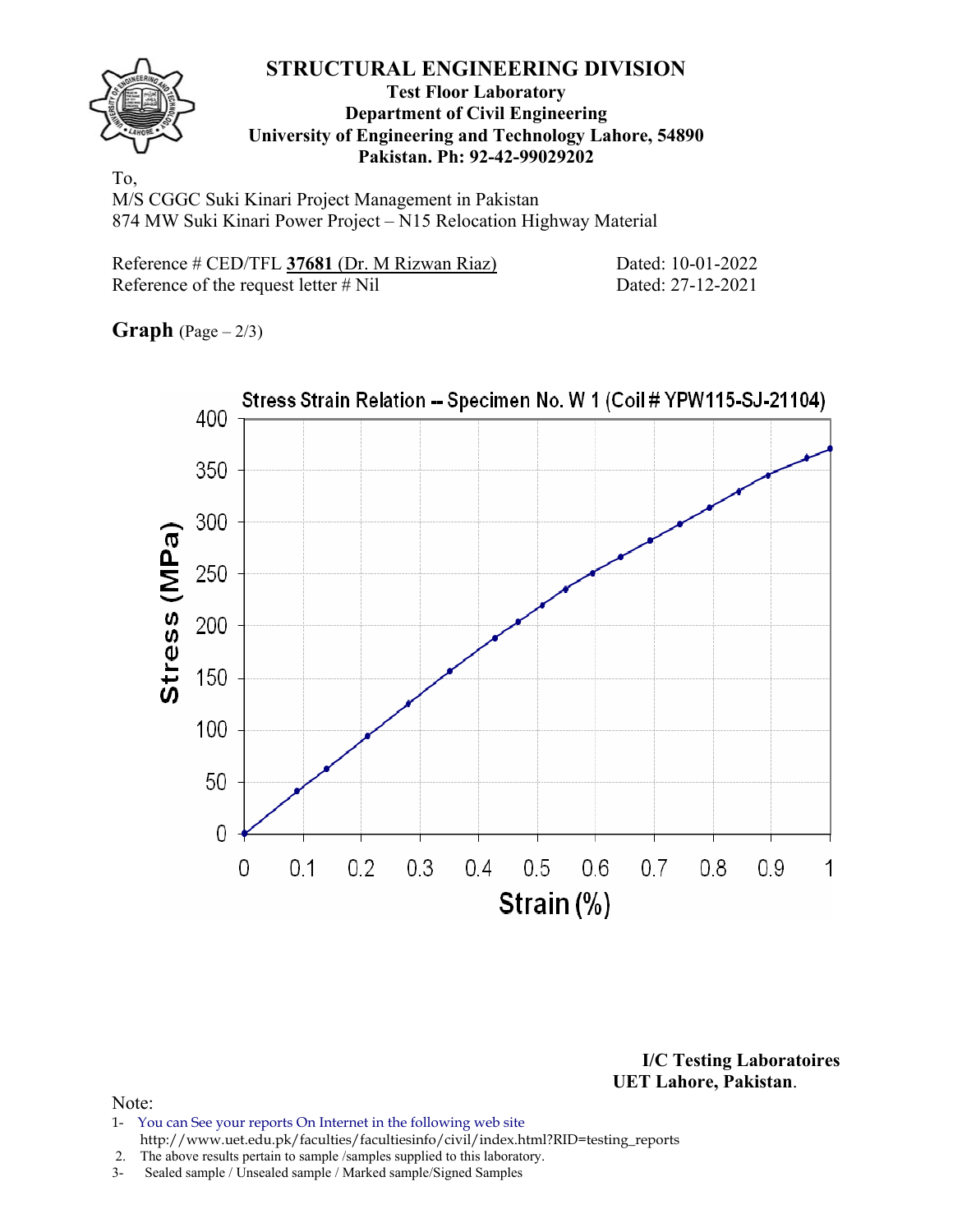# STRUCTURAL ENGINEERING DIVISION

**Test Floor Laboratory**
**Department of Civil Engineering**
**University of Engineering and Technology Lahore, 54890**
**Pakistan. Ph: 92-42-99029202**

To,
M/S CGGC Suki Kinari Project Management in Pakistan
874 MW Suki Kinari Power Project – N15 Relocation Highway Material

Reference # CED/TFL **37681** (Dr. M Rizwan Riaz) Dated: 10-01-2022
Reference of the request letter # Nil Dated: 27-12-2021

**Graph** (Page – 2/3)

Stress Strain Relation -- Specimen No. W 1 (Coil # YPW115-SJ-21104)

Stress (MPa) vs. Strain (%)

**I/C Testing Laboratoires**
**UET Lahore, Pakistan**.

Note:
1- You can See your reports On Internet in the following web site
http://www.uet.edu.pk/faculties/facultiesinfo/civil/index.html?RID=testing_reports
2. The above results pertain to sample /samples supplied to this laboratory.
3- Sealed sample / Unsealed sample / Marked sample/Signed Samples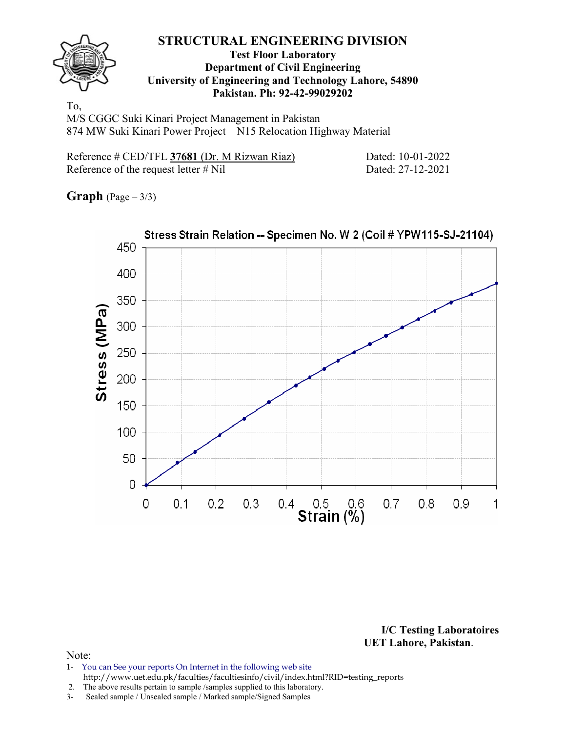# STRUCTURAL ENGINEERING DIVISION

**Test Floor Laboratory**
**Department of Civil Engineering**
**University of Engineering and Technology Lahore, 54890**
**Pakistan. Ph: 92-42-99029202**

To,
M/S CGGC Suki Kinari Project Management in Pakistan
874 MW Suki Kinari Power Project – N15 Relocation Highway Material

Reference # CED/TFL **37681** (Dr. M Rizwan Riaz) Dated: 10-01-2022
Reference of the request letter # Nil Dated: 27-12-2021

**Graph** (Page – 3/3)

Stress Strain Relation -- Specimen No. W 2 (Coil # YPW115-SJ-21104)

Stress (MPa) vs. Strain (%)

**I/C Testing Laboratoires**
**UET Lahore, Pakistan.**

Note:
1- You can See your reports On Internet in the following web site
http://www.uet.edu.pk/faculties/facultiesinfo/civil/index.html?RID=testing_reports
2. The above results pertain to sample /samples supplied to this laboratory.
3- Sealed sample / Unsealed sample / Marked sample/Signed Samples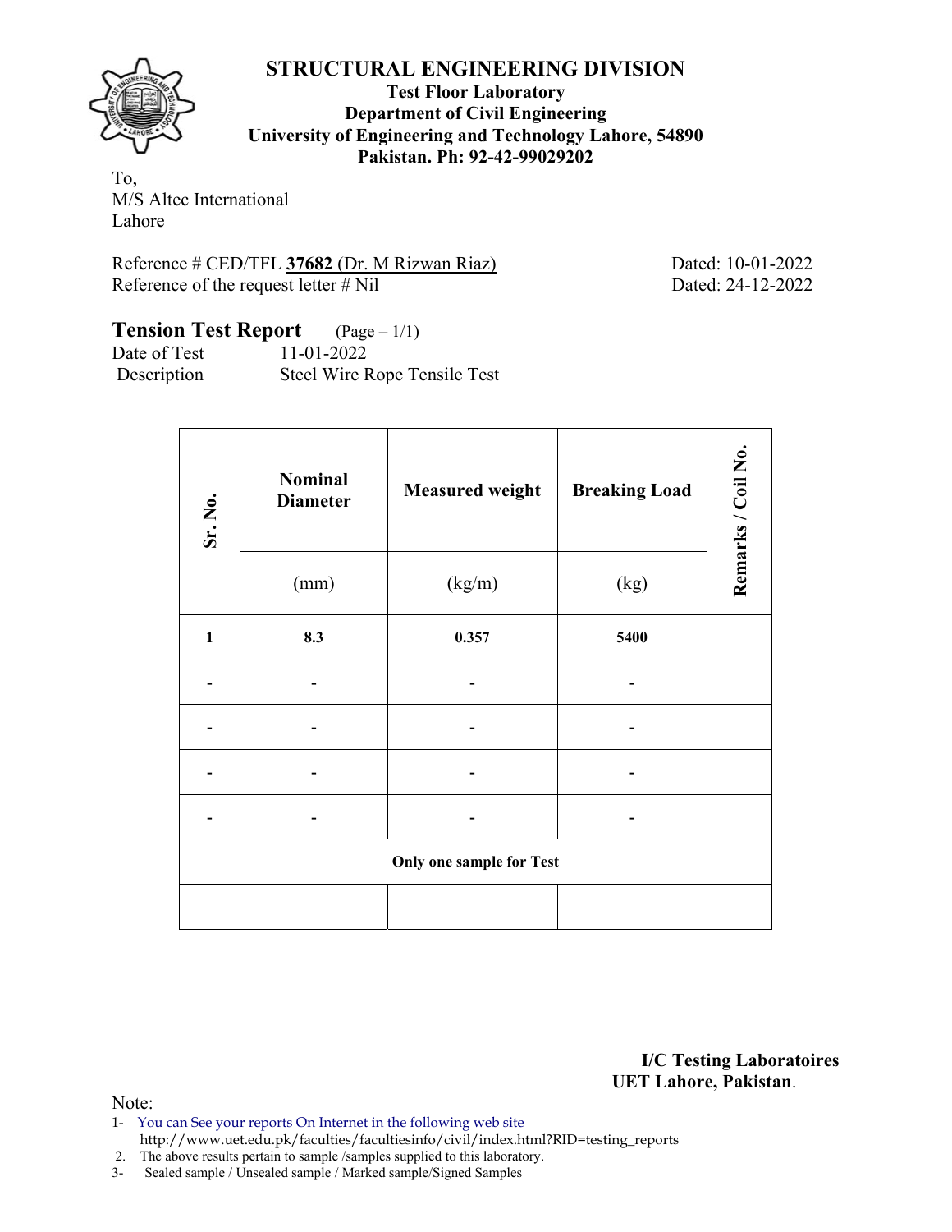# STRUCTURAL ENGINEERING DIVISION

**Test Floor Laboratory**
**Department of Civil Engineering**
**University of Engineering and Technology Lahore, 54890**
**Pakistan. Ph: 92-42-99029202**

To,
M/S Altec International
Lahore

Reference # CED/TFL **37682** (Dr. M Rizwan Riaz) Dated: 10-01-2022
Reference of the request letter # Nil Dated: 24-12-2022

## Tension Test Report (Page – 1/1)

Date of Test 11-01-2022
Description Steel Wire Rope Tensile Test

| Sr. No. | Nominal Diameter | Measured weight | Breaking Load | Remarks / Coil No. |
|---|---|---|---|---|
| | (mm) | (kg/m) | (kg) | |
| **1** | **8.3** | **0.357** | **5400** | |
| - | - | - | - | |
| - | - | - | - | |
| - | - | - | - | |
| - | - | - | - | |
| **Only one sample for Test** | | | | |
| | | | | |

**I/C Testing Laboratoires**
**UET Lahore, Pakistan**.

Note:
1- You can See your reports On Internet in the following web site
http://www.uet.edu.pk/faculties/facultiesinfo/civil/index.html?RID=testing_reports
2. The above results pertain to sample /samples supplied to this laboratory.
3- Sealed sample / Unsealed sample / Marked sample/Signed Samples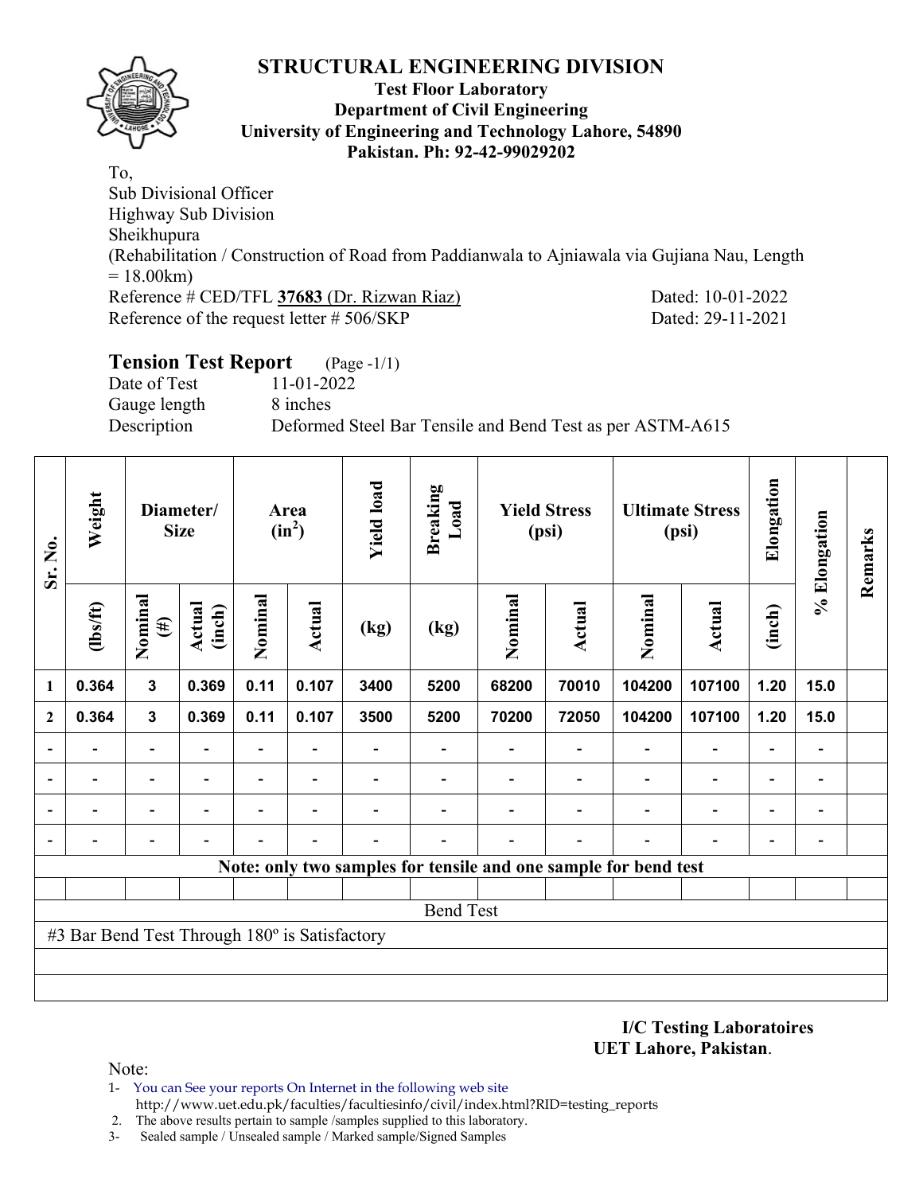# STRUCTURAL ENGINEERING DIVISION

**Test Floor Laboratory**
**Department of Civil Engineering**
**University of Engineering and Technology Lahore, 54890**
**Pakistan. Ph: 92-42-99029202**

To,
Sub Divisional Officer
Highway Sub Division
Sheikhupura
(Rehabilitation / Construction of Road from Paddianwala to Ajniawala via Gujiana Nau, Length = 18.00km)
Reference # CED/TFL **37683** (Dr. Rizwan Riaz) Dated: 10-01-2022
Reference of the request letter # 506/SKP Dated: 29-11-2021

## Tension Test Report (Page -1/1)

Date of Test 11-01-2022
Gauge length 8 inches
Description Deformed Steel Bar Tensile and Bend Test as per ASTM-A615

| Sr. No. | Weight | Diameter/ Size | | Area ($in^2$) | | Yield load | Breaking Load | Yield Stress (psi) | | Ultimate Stress (psi) | | Elongation | % Elongation | Remarks |
|---|---|---|---|---|---|---|---|---|---|---|---|---|---|---|
| | (lbs/ft) | Nominal (#) | Actual (inch) | Nominal | Actual | (kg) | (kg) | Nominal | Actual | Nominal | Actual | (inch) | | |
| 1 | 0.364 | 3 | 0.369 | 0.11 | 0.107 | 3400 | 5200 | 68200 | 70010 | 104200 | 107100 | 1.20 | 15.0 | |
| 2 | 0.364 | 3 | 0.369 | 0.11 | 0.107 | 3500 | 5200 | 70200 | 72050 | 104200 | 107100 | 1.20 | 15.0 | |
| - | - | - | - | - | - | - | - | - | - | - | - | - | - | |
| - | - | - | - | - | - | - | - | - | - | - | - | - | - | |
| - | - | - | - | - | - | - | - | - | - | - | - | - | - | |
| - | - | - | - | - | - | - | - | - | - | - | - | - | - | |

**Note: only two samples for tensile and one sample for bend test**

Bend Test

#3 Bar Bend Test Through 180º is Satisfactory

**I/C Testing Laboratoires**
**UET Lahore, Pakistan**.

Note:
1- You can See your reports On Internet in the following web site
http://www.uet.edu.pk/faculties/facultiesinfo/civil/index.html?RID=testing_reports
2. The above results pertain to sample /samples supplied to this laboratory.
3- Sealed sample / Unsealed sample / Marked sample/Signed Samples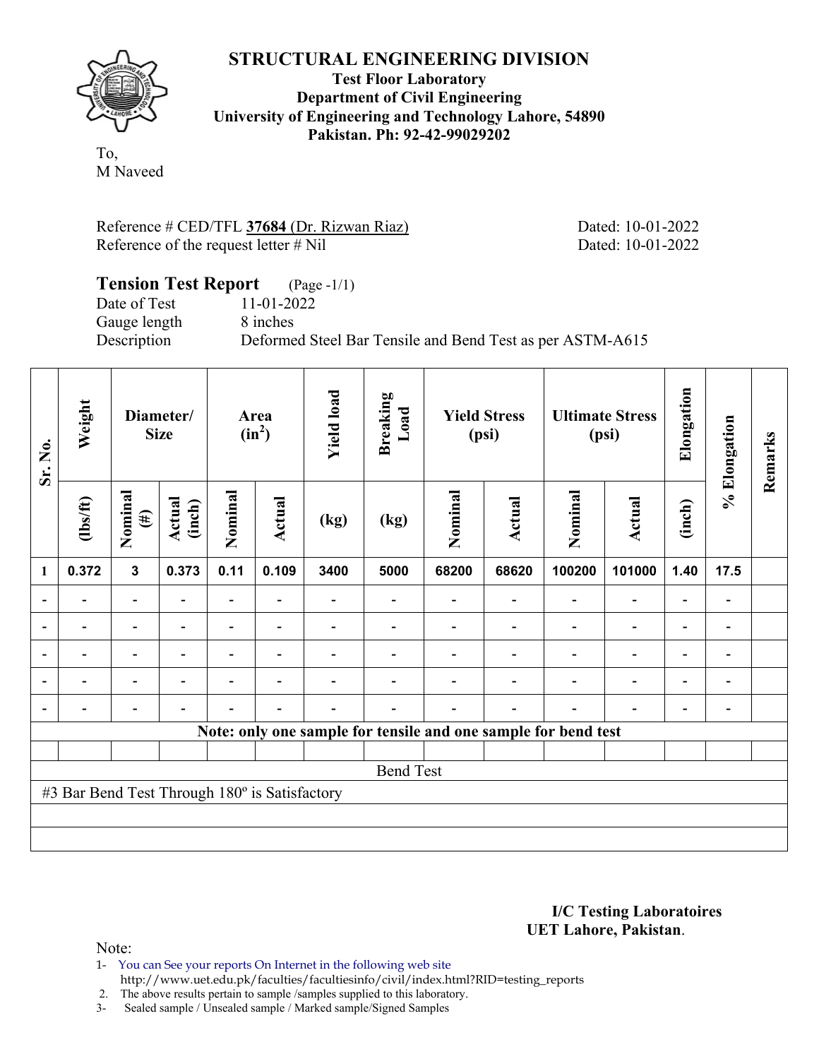# STRUCTURAL ENGINEERING DIVISION

**Test Floor Laboratory**
**Department of Civil Engineering**
**University of Engineering and Technology Lahore, 54890**
**Pakistan. Ph: 92-42-99029202**

To,
M Naveed

Reference # CED/TFL **37684** (Dr. Rizwan Riaz) Dated: 10-01-2022
Reference of the request letter # Nil Dated: 10-01-2022

## Tension Test Report (Page -1/1)

Date of Test 11-01-2022
Gauge length 8 inches
Description Deformed Steel Bar Tensile and Bend Test as per ASTM-A615

| Sr. No. | Weight | Diameter/ Size | | Area ($in^2$) | | Yield load | Breaking Load | Yield Stress (psi) | | Ultimate Stress (psi) | | Elongation | % Elongation | Remarks |
|---|---|---|---|---|---|---|---|---|---|---|---|---|---|---|
| | (lbs/ft) | Nominal (#) | Actual (inch) | Nominal | Actual | (kg) | (kg) | Nominal | Actual | Nominal | Actual | (inch) | | |
| 1 | 0.372 | 3 | 0.373 | 0.11 | 0.109 | 3400 | 5000 | 68200 | 68620 | 100200 | 101000 | 1.40 | 17.5 | |
| - | - | - | - | - | - | - | - | - | - | - | - | - | - | |
| - | - | - | - | - | - | - | - | - | - | - | - | - | - | |
| - | - | - | - | - | - | - | - | - | - | - | - | - | - | |
| - | - | - | - | - | - | - | - | - | - | - | - | - | - | |
| - | - | - | - | - | - | - | - | - | - | - | - | - | - | |
| **Note: only one sample for tensile and one sample for bend test** | | | | | | | | | | | | | | |
| Bend Test | | | | | | | | | | | | | | |
| #3 Bar Bend Test Through 180º is Satisfactory | | | | | | | | | | | | | | |

**I/C Testing Laboratoires**
**UET Lahore, Pakistan**.

Note:
1- You can See your reports On Internet in the following web site
http://www.uet.edu.pk/faculties/facultiesinfo/civil/index.html?RID=testing_reports
2. The above results pertain to sample /samples supplied to this laboratory.
3- Sealed sample / Unsealed sample / Marked sample/Signed Samples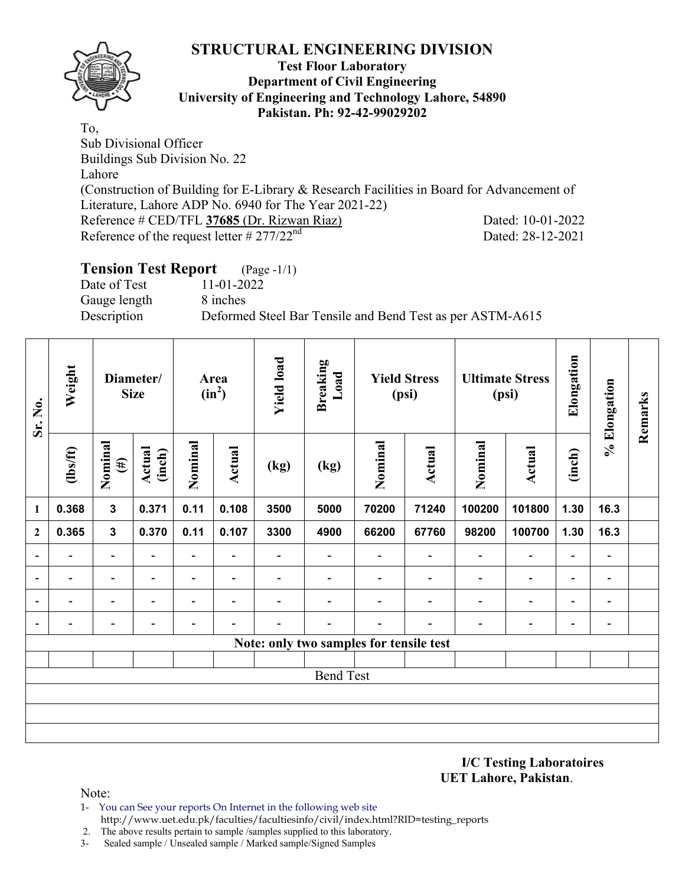# STRUCTURAL ENGINEERING DIVISION

**Test Floor Laboratory**
**Department of Civil Engineering**
**University of Engineering and Technology Lahore, 54890**
**Pakistan. Ph: 92-42-99029202**

To,
Sub Divisional Officer
Buildings Sub Division No. 22
Lahore
(Construction of Building for E-Library & Research Facilities in Board for Advancement of Literature, Lahore ADP No. 6940 for The Year 2021-22)
Reference # CED/TFL **37685** (Dr. Rizwan Riaz) Dated: 10-01-2022
Reference of the request letter # 277/22nd Dated: 28-12-2021

## Tension Test Report (Page -1/1)

Date of Test: 11-01-2022
Gauge length: 8 inches
Description: Deformed Steel Bar Tensile and Bend Test as per ASTM-A615

| Sr. No. | Weight | Diameter/ Size | | Area ($in^2$) | | Yield load | Breaking Load | Yield Stress (psi) | | Ultimate Stress (psi) | | Elongation | % Elongation | Remarks |
|---|---|---|---|---|---|---|---|---|---|---|---|---|---|---|
| | (lbs/ft) | Nominal (#) | Actual (inch) | Nominal | Actual | (kg) | (kg) | Nominal | Actual | Nominal | Actual | (inch) | | |
| 1 | 0.368 | 3 | 0.371 | 0.11 | 0.108 | 3500 | 5000 | 70200 | 71240 | 100200 | 101800 | 1.30 | 16.3 | |
| 2 | 0.365 | 3 | 0.370 | 0.11 | 0.107 | 3300 | 4900 | 66200 | 67760 | 98200 | 100700 | 1.30 | 16.3 | |
| - | - | - | - | - | - | - | - | - | - | - | - | - | - | |
| - | - | - | - | - | - | - | - | - | - | - | - | - | - | |
| - | - | - | - | - | - | - | - | - | - | - | - | - | - | |
| - | - | - | - | - | - | - | - | - | - | - | - | - | - | |
| **Note: only two samples for tensile test** | | | | | | | | | | | | | | |
| Bend Test | | | | | | | | | | | | | | |

**I/C Testing Laboratoires**
**UET Lahore, Pakistan.**

Note:
1- You can See your reports On Internet in the following web site http://www.uet.edu.pk/faculties/facultiesinfo/civil/index.html?RID=testing_reports
2. The above results pertain to sample /samples supplied to this laboratory.
3- Sealed sample / Unsealed sample / Marked sample/Signed Samples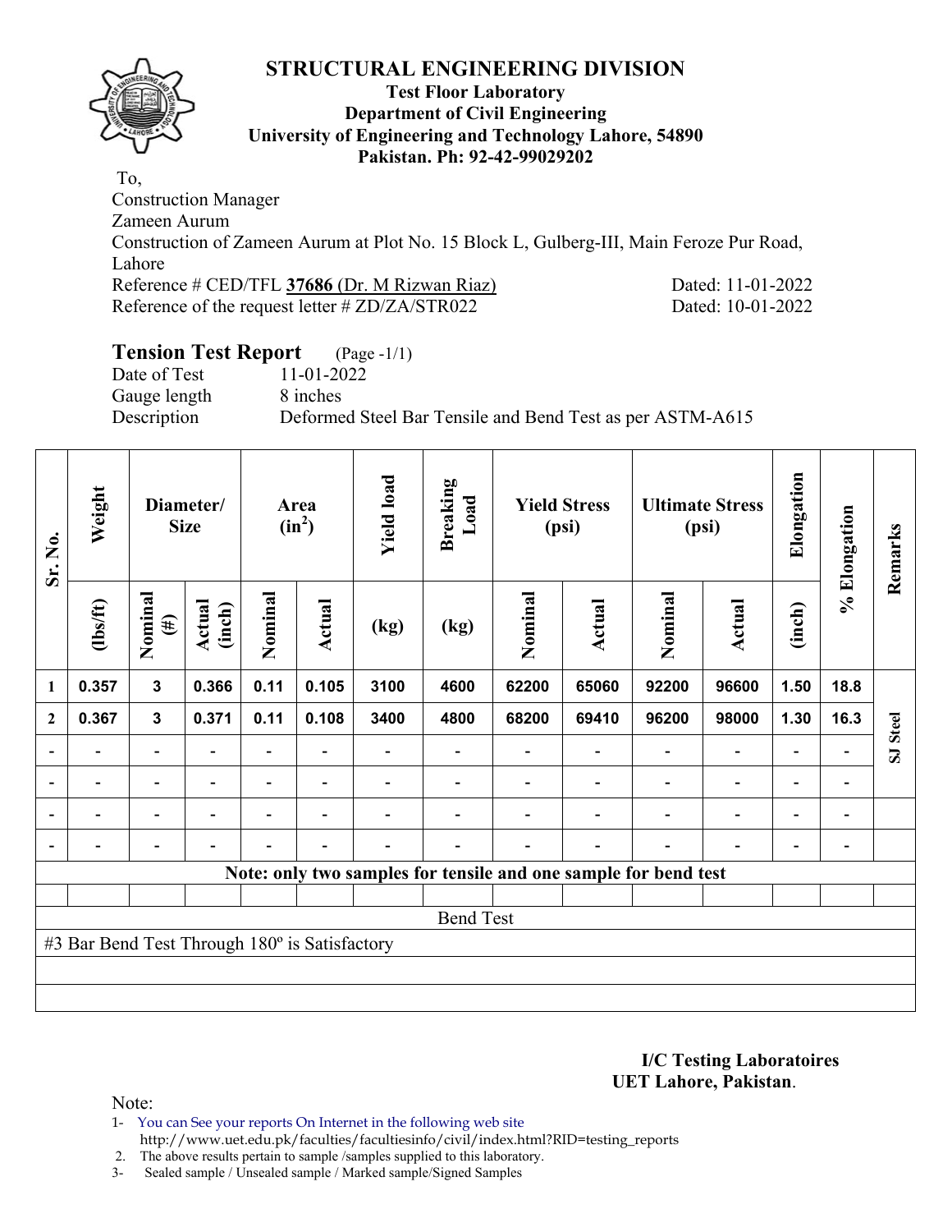# STRUCTURAL ENGINEERING DIVISION

**Test Floor Laboratory**
**Department of Civil Engineering**
**University of Engineering and Technology Lahore, 54890**
**Pakistan. Ph: 92-42-99029202**

To,
Construction Manager
Zameen Aurum
Construction of Zameen Aurum at Plot No. 15 Block L, Gulberg-III, Main Feroze Pur Road, Lahore
Reference # CED/TFL **37686** (Dr. M Rizwan Riaz) Dated: 11-01-2022
Reference of the request letter # ZD/ZA/STR022 Dated: 10-01-2022

## Tension Test Report (Page -1/1)

Date of Test 11-01-2022
Gauge length 8 inches
Description Deformed Steel Bar Tensile and Bend Test as per ASTM-A615

| Sr. No. | Weight | Diameter/ Size | | Area ($in^2$) | | Yield load | Breaking Load | Yield Stress (psi) | | Ultimate Stress (psi) | | Elongation | % Elongation | Remarks |
|---|---|---|---|---|---|---|---|---|---|---|---|---|---|---|
| | (lbs/ft) | Nominal (#) | Actual (inch) | Nominal | Actual | (kg) | (kg) | Nominal | Actual | Nominal | Actual | (inch) | | |
| 1 | 0.357 | 3 | 0.366 | 0.11 | 0.105 | 3100 | 4600 | 62200 | 65060 | 92200 | 96600 | 1.50 | 18.8 | SJ Steel |
| 2 | 0.367 | 3 | 0.371 | 0.11 | 0.108 | 3400 | 4800 | 68200 | 69410 | 96200 | 98000 | 1.30 | 16.3 | |
| - | - | - | - | - | - | - | - | - | - | - | - | - | - | |
| - | - | - | - | - | - | - | - | - | - | - | - | - | - | |
| - | - | - | - | - | - | - | - | - | - | - | - | - | - | |
| - | - | - | - | - | - | - | - | - | - | - | - | - | - | |

**Note: only two samples for tensile and one sample for bend test**

Bend Test

#3 Bar Bend Test Through 180º is Satisfactory

**I/C Testing Laboratoires**
**UET Lahore, Pakistan**.

Note:
1- You can See your reports On Internet in the following web site
http://www.uet.edu.pk/faculties/facultiesinfo/civil/index.html?RID=testing_reports
2. The above results pertain to sample /samples supplied to this laboratory.
3- Sealed sample / Unsealed sample / Marked sample/Signed Samples